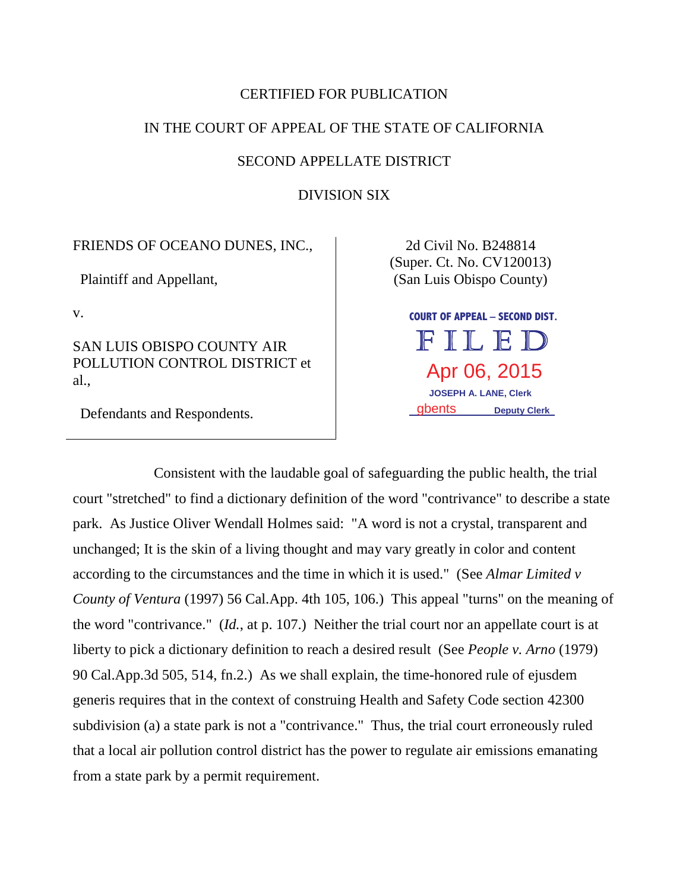CERTIFIED FOR PUBLICATION

IN THE COURT OF APPEAL OF THE STATE OF CALIFORNIA

SECOND APPELLATE DISTRICT

DIVISION SIX

| | |
|---|---|
| FRIENDS OF OCEANO DUNES, INC.,<br><br>Plaintiff and Appellant,<br><br>v.<br><br>SAN LUIS OBISPO COUNTY AIR POLLUTION CONTROL DISTRICT et al.,<br><br>Defendants and Respondents. | 2d Civil No. B248814<br>(Super. Ct. No. CV120013)<br>(San Luis Obispo County)<br><br>COURT OF APPEAL – SECOND DIST.<br>FILED<br>Apr 06, 2015<br>JOSEPH A. LANE, Clerk<br>gbents Deputy Clerk |

Consistent with the laudable goal of safeguarding the public health, the trial court "stretched" to find a dictionary definition of the word "contrivance" to describe a state park. As Justice Oliver Wendall Holmes said: "A word is not a crystal, transparent and unchanged; It is the skin of a living thought and may vary greatly in color and content according to the circumstances and the time in which it is used." (See *Almar Limited v County of Ventura* (1997) 56 Cal.App. 4th 105, 106.) This appeal "turns" on the meaning of the word "contrivance." (*Id.,* at p. 107.) Neither the trial court nor an appellate court is at liberty to pick a dictionary definition to reach a desired result (See *People v. Arno* (1979) 90 Cal.App.3d 505, 514, fn.2.) As we shall explain, the time-honored rule of ejusdem generis requires that in the context of construing Health and Safety Code section 42300 subdivision (a) a state park is not a "contrivance." Thus, the trial court erroneously ruled that a local air pollution control district has the power to regulate air emissions emanating from a state park by a permit requirement.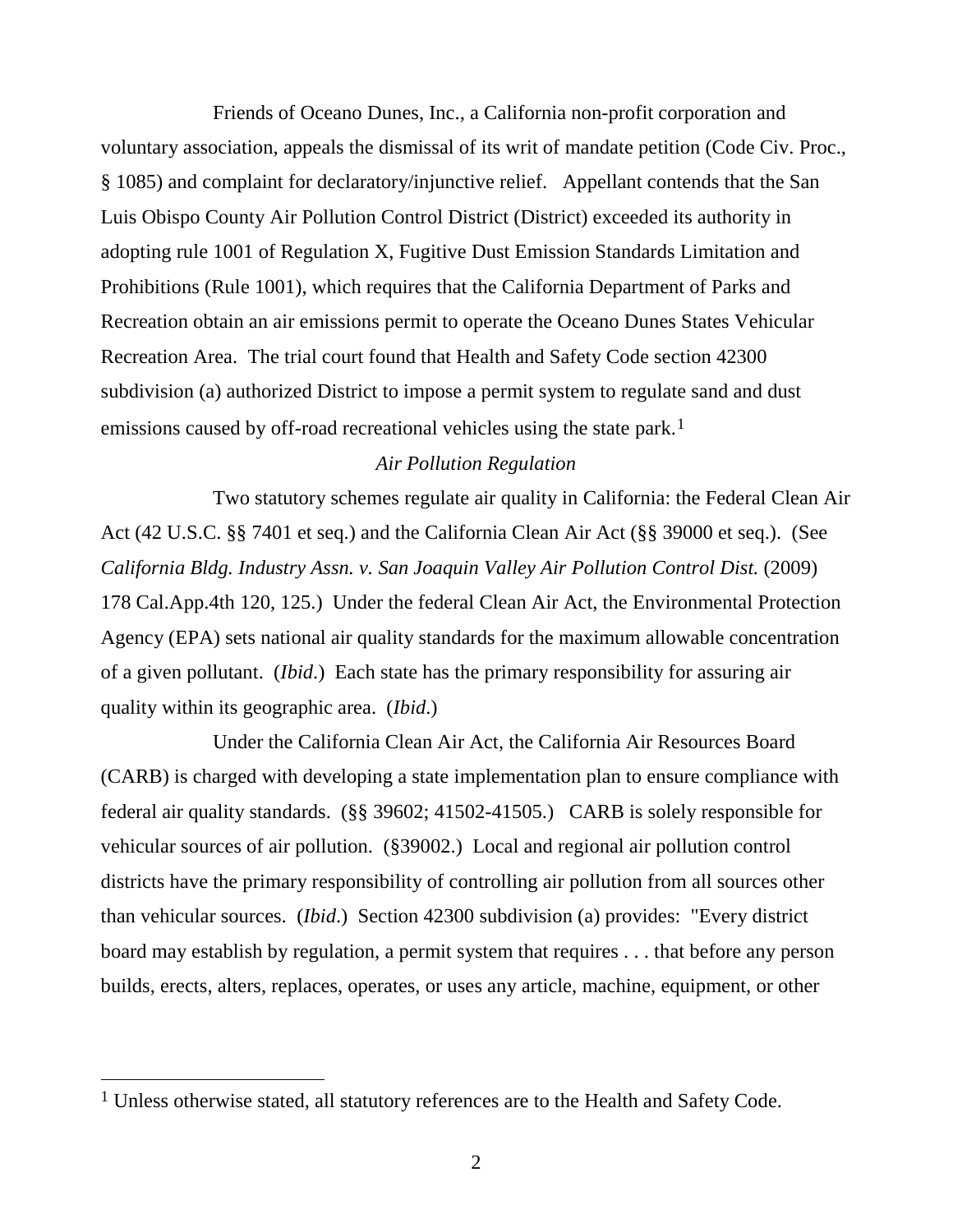Friends of Oceano Dunes, Inc., a California non-profit corporation and voluntary association, appeals the dismissal of its writ of mandate petition (Code Civ. Proc., § 1085) and complaint for declaratory/injunctive relief. Appellant contends that the San Luis Obispo County Air Pollution Control District (District) exceeded its authority in adopting rule 1001 of Regulation X, Fugitive Dust Emission Standards Limitation and Prohibitions (Rule 1001), which requires that the California Department of Parks and Recreation obtain an air emissions permit to operate the Oceano Dunes States Vehicular Recreation Area. The trial court found that Health and Safety Code section 42300 subdivision (a) authorized District to impose a permit system to regulate sand and dust emissions caused by off-road recreational vehicles using the state park.[1]

*Air Pollution Regulation*

Two statutory schemes regulate air quality in California: the Federal Clean Air Act (42 U.S.C. §§ 7401 et seq.) and the California Clean Air Act (§§ 39000 et seq.). (See *California Bldg. Industry Assn. v. San Joaquin Valley Air Pollution Control Dist.* (2009) 178 Cal.App.4th 120, 125.) Under the federal Clean Air Act, the Environmental Protection Agency (EPA) sets national air quality standards for the maximum allowable concentration of a given pollutant. (*Ibid*.) Each state has the primary responsibility for assuring air quality within its geographic area. (*Ibid*.)

Under the California Clean Air Act, the California Air Resources Board (CARB) is charged with developing a state implementation plan to ensure compliance with federal air quality standards. (§§ 39602; 41502-41505.) CARB is solely responsible for vehicular sources of air pollution. (§39002.) Local and regional air pollution control districts have the primary responsibility of controlling air pollution from all sources other than vehicular sources. (*Ibid*.) Section 42300 subdivision (a) provides: "Every district board may establish by regulation, a permit system that requires . . . that before any person builds, erects, alters, replaces, operates, or uses any article, machine, equipment, or other

---

[1] Unless otherwise stated, all statutory references are to the Health and Safety Code.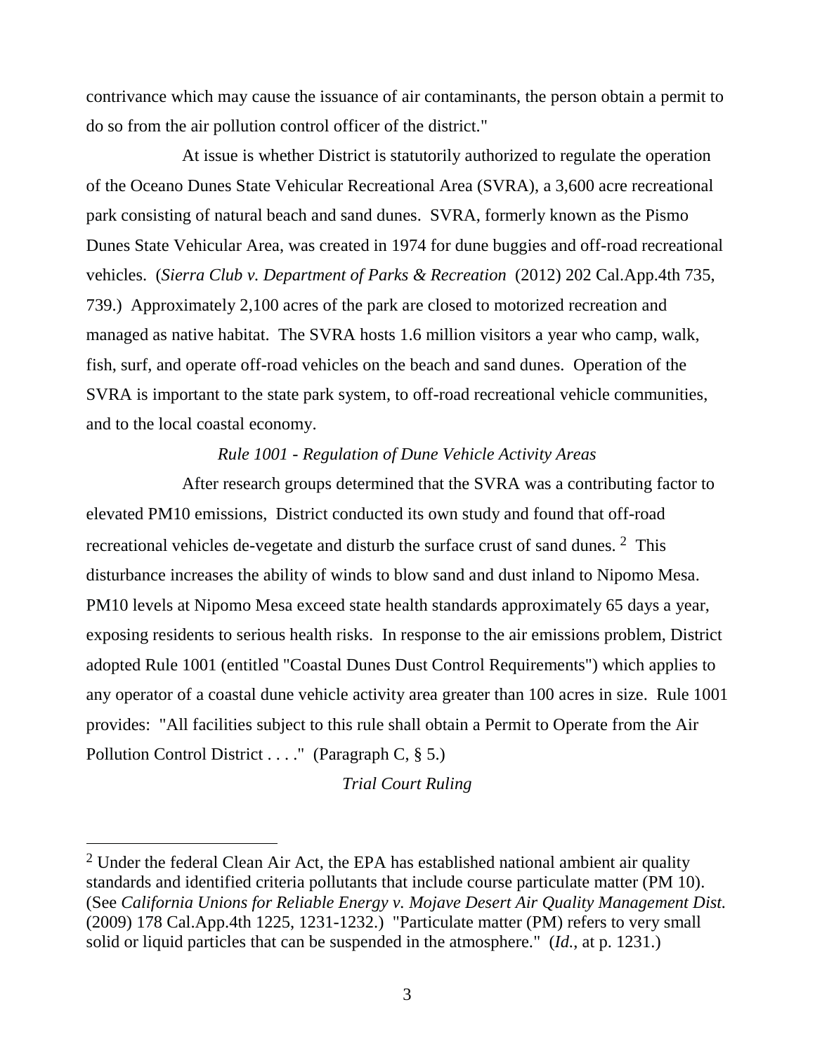contrivance which may cause the issuance of air contaminants, the person obtain a permit to do so from the air pollution control officer of the district."

At issue is whether District is statutorily authorized to regulate the operation of the Oceano Dunes State Vehicular Recreational Area (SVRA), a 3,600 acre recreational park consisting of natural beach and sand dunes. SVRA, formerly known as the Pismo Dunes State Vehicular Area, was created in 1974 for dune buggies and off-road recreational vehicles. (*Sierra Club v. Department of Parks & Recreation* (2012) 202 Cal.App.4th 735, 739.) Approximately 2,100 acres of the park are closed to motorized recreation and managed as native habitat. The SVRA hosts 1.6 million visitors a year who camp, walk, fish, surf, and operate off-road vehicles on the beach and sand dunes. Operation of the SVRA is important to the state park system, to off-road recreational vehicle communities, and to the local coastal economy.

*Rule 1001 - Regulation of Dune Vehicle Activity Areas*

After research groups determined that the SVRA was a contributing factor to elevated PM10 emissions, District conducted its own study and found that off-road recreational vehicles de-vegetate and disturb the surface crust of sand dunes. [2] This disturbance increases the ability of winds to blow sand and dust inland to Nipomo Mesa. PM10 levels at Nipomo Mesa exceed state health standards approximately 65 days a year, exposing residents to serious health risks. In response to the air emissions problem, District adopted Rule 1001 (entitled "Coastal Dunes Dust Control Requirements") which applies to any operator of a coastal dune vehicle activity area greater than 100 acres in size. Rule 1001 provides: "All facilities subject to this rule shall obtain a Permit to Operate from the Air Pollution Control District . . . ." (Paragraph C, § 5.)

*Trial Court Ruling*

---

[2] Under the federal Clean Air Act, the EPA has established national ambient air quality standards and identified criteria pollutants that include course particulate matter (PM 10). (See *California Unions for Reliable Energy v. Mojave Desert Air Quality Management Dist.* (2009) 178 Cal.App.4th 1225, 1231-1232.) "Particulate matter (PM) refers to very small solid or liquid particles that can be suspended in the atmosphere." (*Id.*, at p. 1231.)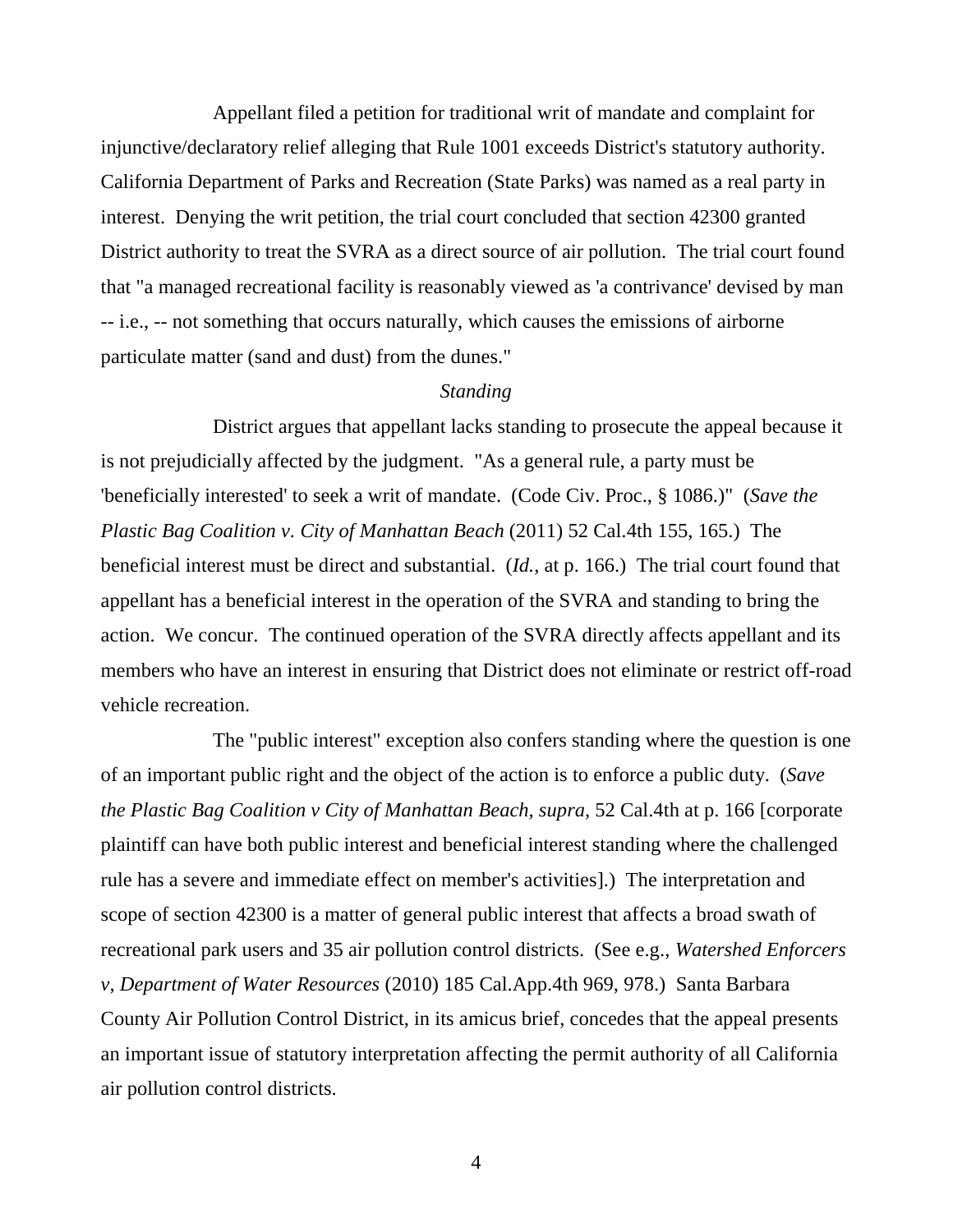Appellant filed a petition for traditional writ of mandate and complaint for injunctive/declaratory relief alleging that Rule 1001 exceeds District's statutory authority. California Department of Parks and Recreation (State Parks) was named as a real party in interest. Denying the writ petition, the trial court concluded that section 42300 granted District authority to treat the SVRA as a direct source of air pollution. The trial court found that "a managed recreational facility is reasonably viewed as 'a contrivance' devised by man -- i.e., -- not something that occurs naturally, which causes the emissions of airborne particulate matter (sand and dust) from the dunes."

*Standing*

District argues that appellant lacks standing to prosecute the appeal because it is not prejudicially affected by the judgment. "As a general rule, a party must be 'beneficially interested' to seek a writ of mandate. (Code Civ. Proc., § 1086.)" (*Save the Plastic Bag Coalition v. City of Manhattan Beach* (2011) 52 Cal.4th 155, 165.) The beneficial interest must be direct and substantial. (*Id.*, at p. 166.) The trial court found that appellant has a beneficial interest in the operation of the SVRA and standing to bring the action. We concur. The continued operation of the SVRA directly affects appellant and its members who have an interest in ensuring that District does not eliminate or restrict off-road vehicle recreation.

The "public interest" exception also confers standing where the question is one of an important public right and the object of the action is to enforce a public duty. (*Save the Plastic Bag Coalition v City of Manhattan Beach, supra,* 52 Cal.4th at p. 166 [corporate plaintiff can have both public interest and beneficial interest standing where the challenged rule has a severe and immediate effect on member's activities].) The interpretation and scope of section 42300 is a matter of general public interest that affects a broad swath of recreational park users and 35 air pollution control districts. (See e.g., *Watershed Enforcers v, Department of Water Resources* (2010) 185 Cal.App.4th 969, 978.) Santa Barbara County Air Pollution Control District, in its amicus brief, concedes that the appeal presents an important issue of statutory interpretation affecting the permit authority of all California air pollution control districts.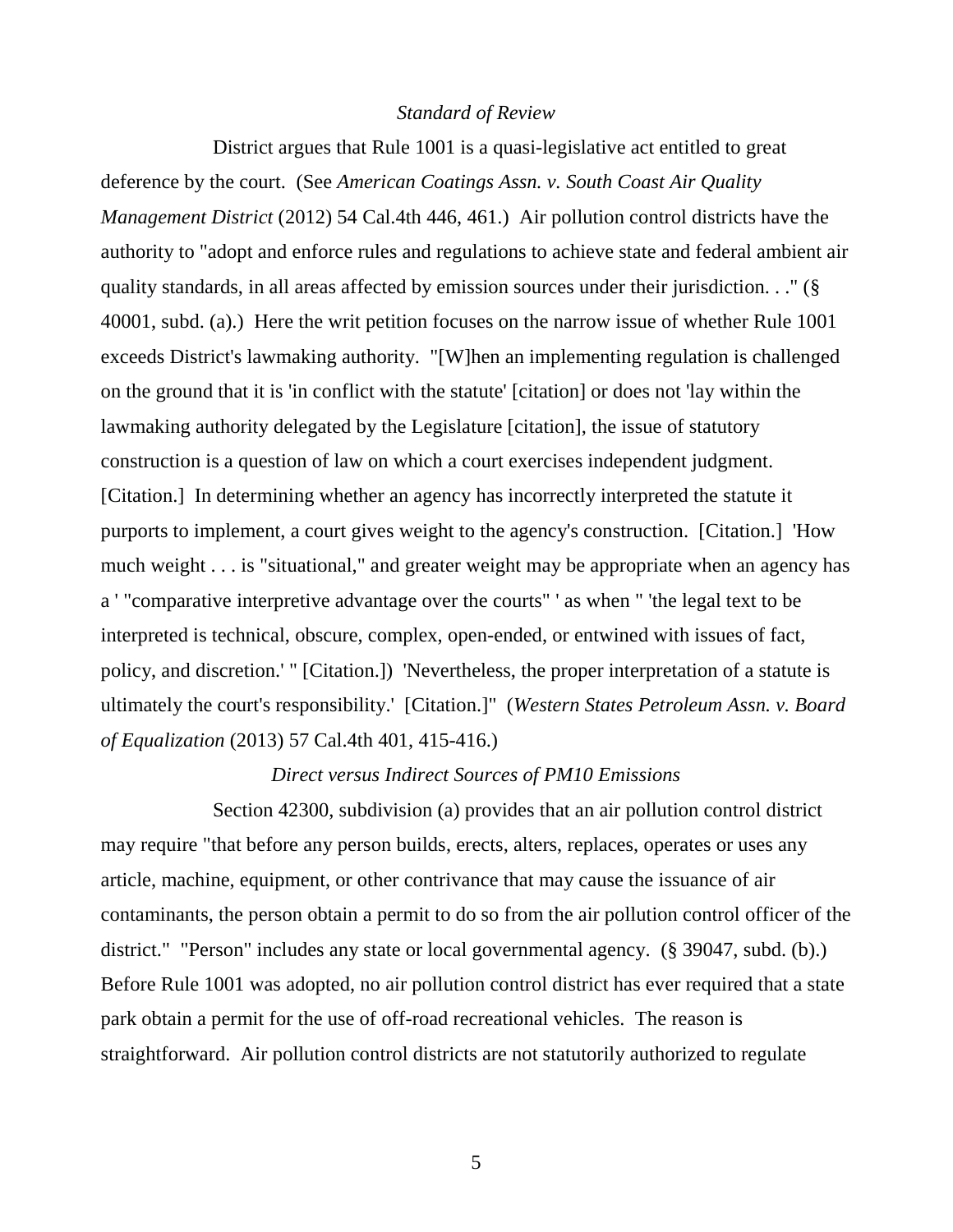*Standard of Review*

District argues that Rule 1001 is a quasi-legislative act entitled to great deference by the court. (See *American Coatings Assn. v. South Coast Air Quality Management District* (2012) 54 Cal.4th 446, 461.) Air pollution control districts have the authority to "adopt and enforce rules and regulations to achieve state and federal ambient air quality standards, in all areas affected by emission sources under their jurisdiction. . ." (§ 40001, subd. (a).) Here the writ petition focuses on the narrow issue of whether Rule 1001 exceeds District's lawmaking authority. "[W]hen an implementing regulation is challenged on the ground that it is 'in conflict with the statute' [citation] or does not 'lay within the lawmaking authority delegated by the Legislature [citation], the issue of statutory construction is a question of law on which a court exercises independent judgment. [Citation.] In determining whether an agency has incorrectly interpreted the statute it purports to implement, a court gives weight to the agency's construction. [Citation.] 'How much weight . . . is "situational," and greater weight may be appropriate when an agency has a ' "comparative interpretive advantage over the courts" ' as when " 'the legal text to be interpreted is technical, obscure, complex, open-ended, or entwined with issues of fact, policy, and discretion.' " [Citation.]) 'Nevertheless, the proper interpretation of a statute is ultimately the court's responsibility.' [Citation.]" (*Western States Petroleum Assn. v. Board of Equalization* (2013) 57 Cal.4th 401, 415-416.)

*Direct versus Indirect Sources of PM10 Emissions*

Section 42300, subdivision (a) provides that an air pollution control district may require "that before any person builds, erects, alters, replaces, operates or uses any article, machine, equipment, or other contrivance that may cause the issuance of air contaminants, the person obtain a permit to do so from the air pollution control officer of the district." "Person" includes any state or local governmental agency. (§ 39047, subd. (b).) Before Rule 1001 was adopted, no air pollution control district has ever required that a state park obtain a permit for the use of off-road recreational vehicles. The reason is straightforward. Air pollution control districts are not statutorily authorized to regulate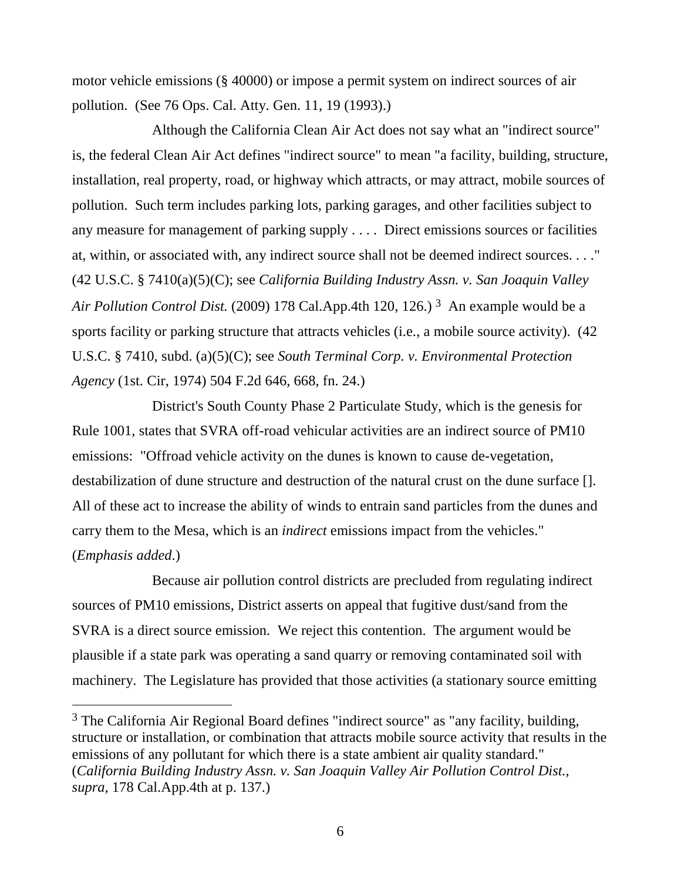motor vehicle emissions (§ 40000) or impose a permit system on indirect sources of air pollution. (See 76 Ops. Cal. Atty. Gen. 11, 19 (1993).)

Although the California Clean Air Act does not say what an "indirect source" is, the federal Clean Air Act defines "indirect source" to mean "a facility, building, structure, installation, real property, road, or highway which attracts, or may attract, mobile sources of pollution. Such term includes parking lots, parking garages, and other facilities subject to any measure for management of parking supply . . . . Direct emissions sources or facilities at, within, or associated with, any indirect source shall not be deemed indirect sources. . . ." (42 U.S.C. § 7410(a)(5)(C); see *California Building Industry Assn. v. San Joaquin Valley Air Pollution Control Dist.* (2009) 178 Cal.App.4th 120, 126.) [3] An example would be a sports facility or parking structure that attracts vehicles (i.e., a mobile source activity). (42 U.S.C. § 7410, subd. (a)(5)(C); see *South Terminal Corp. v. Environmental Protection Agency* (1st. Cir, 1974) 504 F.2d 646, 668, fn. 24.)

District's South County Phase 2 Particulate Study, which is the genesis for Rule 1001, states that SVRA off-road vehicular activities are an indirect source of PM10 emissions: "Offroad vehicle activity on the dunes is known to cause de-vegetation, destabilization of dune structure and destruction of the natural crust on the dune surface []. All of these act to increase the ability of winds to entrain sand particles from the dunes and carry them to the Mesa, which is an *indirect* emissions impact from the vehicles." (*Emphasis added*.)

Because air pollution control districts are precluded from regulating indirect sources of PM10 emissions, District asserts on appeal that fugitive dust/sand from the SVRA is a direct source emission. We reject this contention. The argument would be plausible if a state park was operating a sand quarry or removing contaminated soil with machinery. The Legislature has provided that those activities (a stationary source emitting

[3] The California Air Regional Board defines "indirect source" as "any facility, building, structure or installation, or combination that attracts mobile source activity that results in the emissions of any pollutant for which there is a state ambient air quality standard." (*California Building Industry Assn. v. San Joaquin Valley Air Pollution Control Dist.*, *supra*, 178 Cal.App.4th at p. 137.)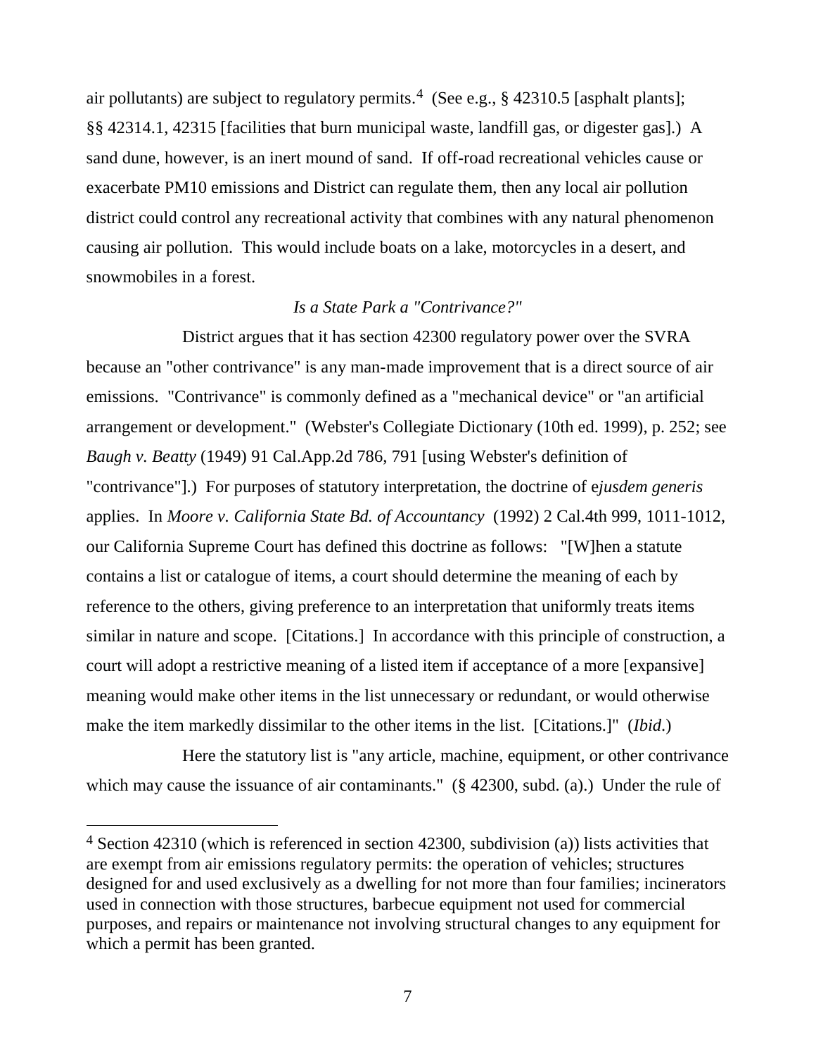air pollutants) are subject to regulatory permits.[4] (See e.g., § 42310.5 [asphalt plants]; §§ 42314.1, 42315 [facilities that burn municipal waste, landfill gas, or digester gas].) A sand dune, however, is an inert mound of sand. If off-road recreational vehicles cause or exacerbate PM10 emissions and District can regulate them, then any local air pollution district could control any recreational activity that combines with any natural phenomenon causing air pollution. This would include boats on a lake, motorcycles in a desert, and snowmobiles in a forest.

*Is a State Park a "Contrivance?"*

District argues that it has section 42300 regulatory power over the SVRA because an "other contrivance" is any man-made improvement that is a direct source of air emissions. "Contrivance" is commonly defined as a "mechanical device" or "an artificial arrangement or development." (Webster's Collegiate Dictionary (10th ed. 1999), p. 252; see *Baugh v. Beatty* (1949) 91 Cal.App.2d 786, 791 [using Webster's definition of "contrivance"].) For purposes of statutory interpretation, the doctrine of e*jusdem generis* applies. In *Moore v. California State Bd. of Accountancy* (1992) 2 Cal.4th 999, 1011-1012, our California Supreme Court has defined this doctrine as follows: "[W]hen a statute contains a list or catalogue of items, a court should determine the meaning of each by reference to the others, giving preference to an interpretation that uniformly treats items similar in nature and scope. [Citations.] In accordance with this principle of construction, a court will adopt a restrictive meaning of a listed item if acceptance of a more [expansive] meaning would make other items in the list unnecessary or redundant, or would otherwise make the item markedly dissimilar to the other items in the list. [Citations.]" (*Ibid*.)

Here the statutory list is "any article, machine, equipment, or other contrivance which may cause the issuance of air contaminants." (§ 42300, subd. (a).) Under the rule of

---

[4] Section 42310 (which is referenced in section 42300, subdivision (a)) lists activities that are exempt from air emissions regulatory permits: the operation of vehicles; structures designed for and used exclusively as a dwelling for not more than four families; incinerators used in connection with those structures, barbecue equipment not used for commercial purposes, and repairs or maintenance not involving structural changes to any equipment for which a permit has been granted.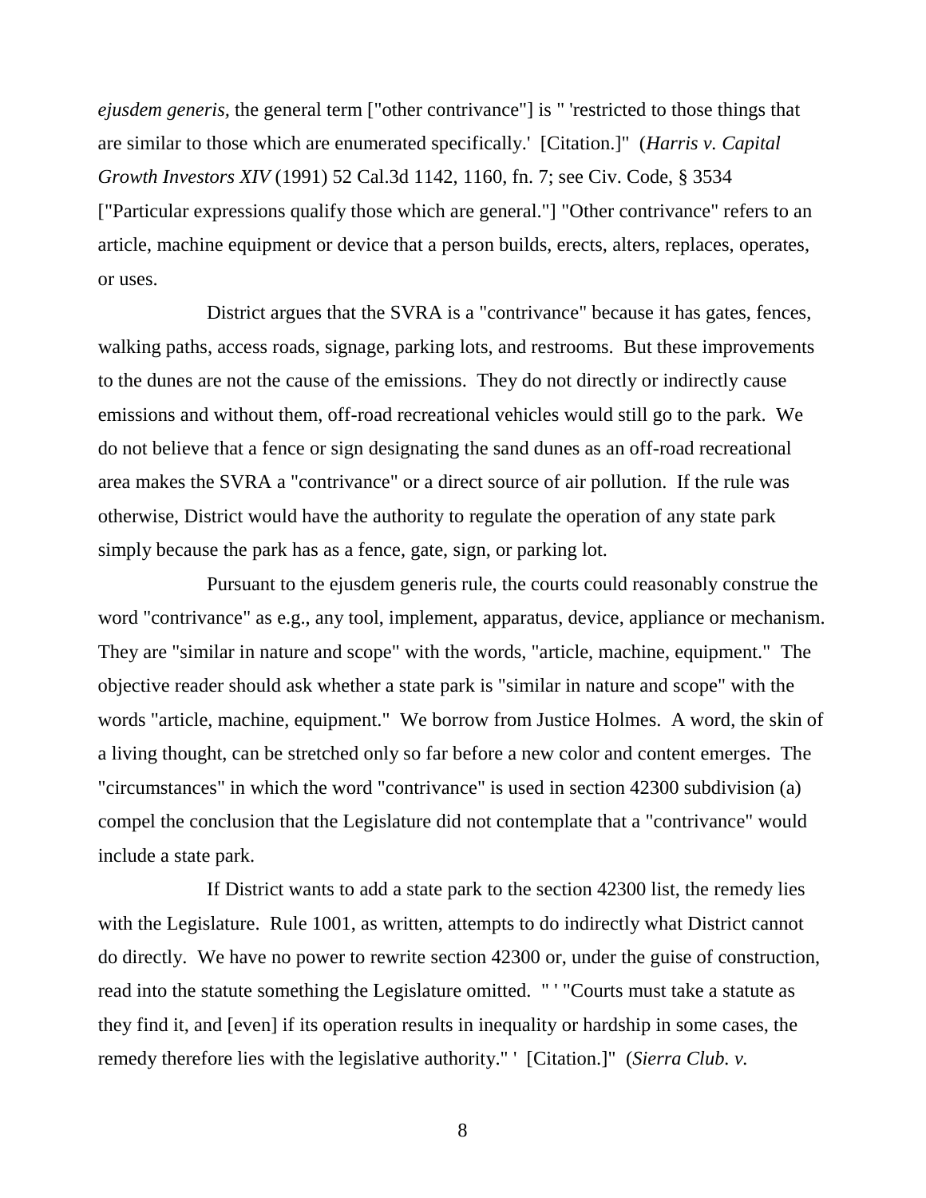*ejusdem generis,* the general term ["other contrivance"] is " 'restricted to those things that are similar to those which are enumerated specifically.' [Citation.]" (*Harris v. Capital Growth Investors XIV* (1991) 52 Cal.3d 1142, 1160, fn. 7; see Civ. Code, § 3534 ["Particular expressions qualify those which are general."] "Other contrivance" refers to an article, machine equipment or device that a person builds, erects, alters, replaces, operates, or uses.

District argues that the SVRA is a "contrivance" because it has gates, fences, walking paths, access roads, signage, parking lots, and restrooms. But these improvements to the dunes are not the cause of the emissions. They do not directly or indirectly cause emissions and without them, off-road recreational vehicles would still go to the park. We do not believe that a fence or sign designating the sand dunes as an off-road recreational area makes the SVRA a "contrivance" or a direct source of air pollution. If the rule was otherwise, District would have the authority to regulate the operation of any state park simply because the park has as a fence, gate, sign, or parking lot.

Pursuant to the ejusdem generis rule, the courts could reasonably construe the word "contrivance" as e.g., any tool, implement, apparatus, device, appliance or mechanism. They are "similar in nature and scope" with the words, "article, machine, equipment." The objective reader should ask whether a state park is "similar in nature and scope" with the words "article, machine, equipment." We borrow from Justice Holmes. A word, the skin of a living thought, can be stretched only so far before a new color and content emerges. The "circumstances" in which the word "contrivance" is used in section 42300 subdivision (a) compel the conclusion that the Legislature did not contemplate that a "contrivance" would include a state park.

If District wants to add a state park to the section 42300 list, the remedy lies with the Legislature. Rule 1001, as written, attempts to do indirectly what District cannot do directly. We have no power to rewrite section 42300 or, under the guise of construction, read into the statute something the Legislature omitted. " ' "Courts must take a statute as they find it, and [even] if its operation results in inequality or hardship in some cases, the remedy therefore lies with the legislative authority." ' [Citation.]" (*Sierra Club. v.*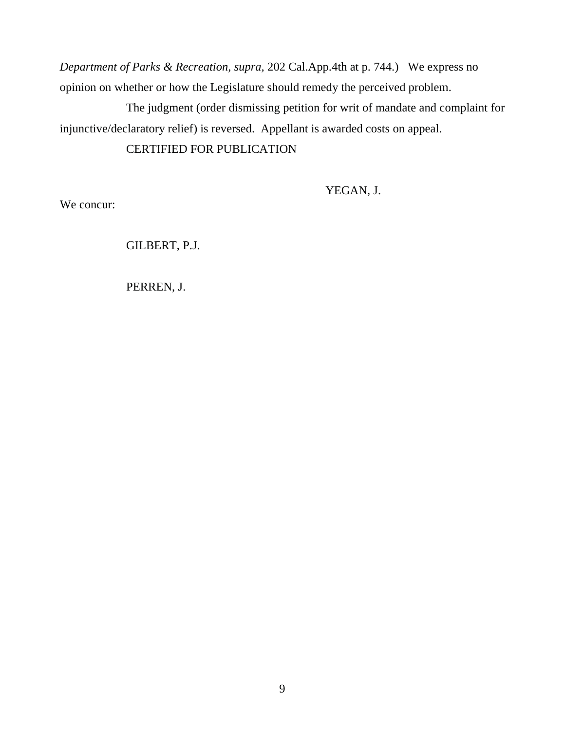*Department of Parks & Recreation, supra,* 202 Cal.App.4th at p. 744.) We express no opinion on whether or how the Legislature should remedy the perceived problem.

The judgment (order dismissing petition for writ of mandate and complaint for injunctive/declaratory relief) is reversed. Appellant is awarded costs on appeal.

CERTIFIED FOR PUBLICATION

YEGAN, J.

We concur:

GILBERT, P.J.

PERREN, J.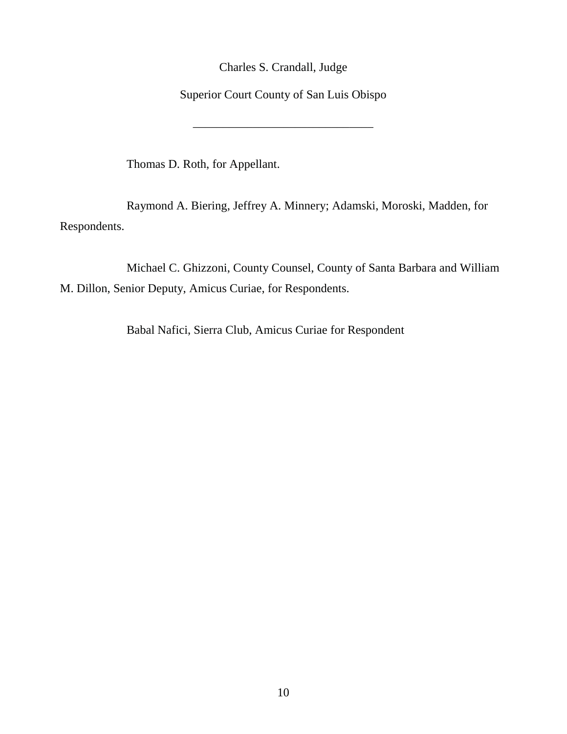Charles S. Crandall, Judge

Superior Court County of San Luis Obispo

______________________________

Thomas D. Roth, for Appellant.

Raymond A. Biering, Jeffrey A. Minnery; Adamski, Moroski, Madden, for Respondents.

Michael C. Ghizzoni, County Counsel, County of Santa Barbara and William M. Dillon, Senior Deputy, Amicus Curiae, for Respondents.

Babal Nafici, Sierra Club, Amicus Curiae for Respondent